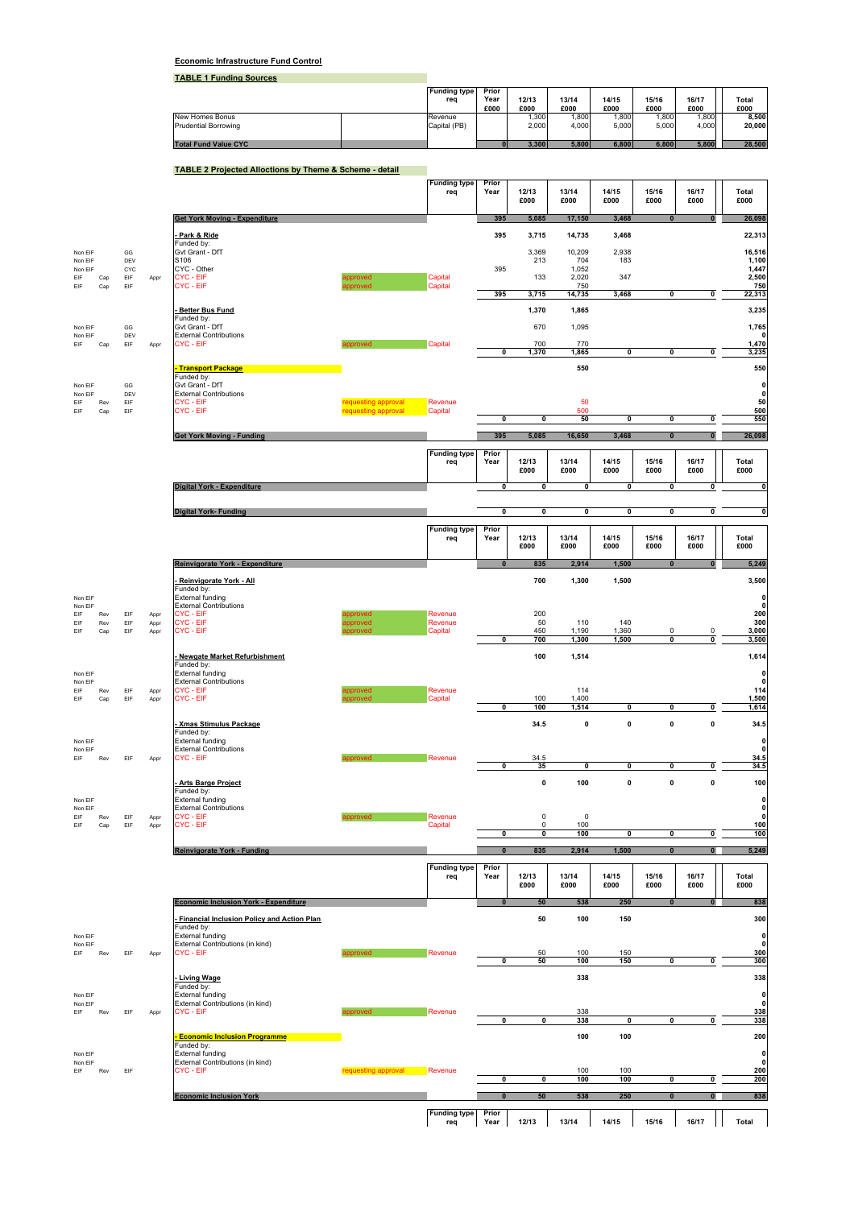**Economic Infrastructure Fund Control**

**TABLE 1 Funding Sources**

| | Funding type req | Prior Year £000 | 12/13 £000 | 13/14 £000 | 14/15 £000 | 15/16 £000 | 16/17 £000 | Total £000 |
|---|---|---|---|---|---|---|---|---|
| New Homes Bonus | Revenue | | 1,300 | 1,800 | 1,800 | 1,800 | 1,800 | 8,500 |
| Prudential Borrowing | Capital (PB) | | 2,000 | 4,000 | 5,000 | 5,000 | 4,000 | 20,000 |
| **Total Fund Value CYC** | | **0** | **3,300** | **5,800** | **6,800** | **6,800** | **5,800** | **28,500** |

**TABLE 2 Projected Allocations by Theme & Scheme - detail**

| | | | | | | Funding type req | Prior Year | 12/13 £000 | 13/14 £000 | 14/15 £000 | 15/16 £000 | 16/17 £000 | Total £000 |
|---|---|---|---|---|---|---|---|---|---|---|---|---|---|
| | | | | **Get York Moving - Expenditure** | | | **395** | **5,085** | **17,150** | **3,468** | **0** | **0** | **26,098** |
| | | | | **- Park & Ride** | | | **395** | **3,715** | **14,735** | **3,468** | | | **22,313** |
| | | | | Funded by: | | | | | | | | | |
| Non EIF | | GG | | Gvt Grant - DfT | | | | 3,369 | 10,209 | 2,938 | | | 16,516 |
| Non EIF | | DEV | | S106 | | | | 213 | 704 | 183 | | | 1,100 |
| Non EIF | | CYC | | CYC - Other | | | 395 | | 1,052 | | | | 1,447 |
| EIF | Cap | EIF | Appr | CYC - EIF | approved | Capital | | 133 | 2,020 | 347 | | | 2,500 |
| EIF | Cap | EIF | | CYC - EIF | approved | Capital | | | 750 | | | | 750 |
| | | | | | | | **395** | **3,715** | **14,735** | **3,468** | **0** | **0** | **22,313** |
| | | | | **- Better Bus Fund** | | | | **1,370** | **1,865** | | | | **3,235** |
| | | | | Funded by: | | | | | | | | | |
| Non EIF | | GG | | Gvt Grant - DfT | | | | 670 | 1,095 | | | | 1,765 |
| Non EIF | | DEV | | External Contributions | | | | | | | | | 0 |
| EIF | Cap | EIF | Appr | CYC - EIF | approved | Capital | | 700 | 770 | | | | 1,470 |
| | | | | | | | **0** | **1,370** | **1,865** | **0** | **0** | **0** | **3,235** |
| | | | | **- Transport Package** | | | | | **550** | | | | **550** |
| | | | | Funded by: | | | | | | | | | |
| Non EIF | | GG | | Gvt Grant - DfT | | | | | | | | | 0 |
| Non EIF | | DEV | | External Contributions | | | | | | | | | 0 |
| EIF | Rev | EIF | | CYC - EIF | requesting approval | Revenue | | | 50 | | | | 50 |
| EIF | Cap | EIF | | CYC - EIF | requesting approval | Capital | | | 500 | | | | 500 |
| | | | | | | | **0** | **0** | **50** | **0** | **0** | **0** | **550** |
| | | | | **Get York Moving - Funding** | | | **395** | **5,085** | **16,650** | **3,468** | **0** | **0** | **26,098** |

| | Funding type req | Prior Year | 12/13 £000 | 13/14 £000 | 14/15 £000 | 15/16 £000 | 16/17 £000 | Total £000 |
|---|---|---|---|---|---|---|---|---|
| **Digital York - Expenditure** | | **0** | **0** | **0** | **0** | **0** | **0** | **0** |
| **Digital York- Funding** | | **0** | **0** | **0** | **0** | **0** | **0** | **0** |

| | | | | | | Funding type req | Prior Year | 12/13 £000 | 13/14 £000 | 14/15 £000 | 15/16 £000 | 16/17 £000 | Total £000 |
|---|---|---|---|---|---|---|---|---|---|---|---|---|---|
| | | | | **Reinvigorate York - Expenditure** | | | **0** | **835** | **2,914** | **1,500** | **0** | **0** | **5,249** |
| | | | | **- Reinvigorate York - All** | | | | **700** | **1,300** | **1,500** | | | **3,500** |
| | | | | Funded by: | | | | | | | | | |
| Non EIF | | | | External funding | | | | | | | | | 0 |
| Non EIF | | | | External Contributions | | | | | | | | | 0 |
| EIF | Rev | EIF | Appr | CYC - EIF | approved | Revenue | | 200 | | | | | 200 |
| EIF | Rev | EIF | Appr | CYC - EIF | approved | Revenue | | 50 | 110 | 140 | | | 300 |
| EIF | Cap | EIF | Appr | CYC - EIF | approved | Capital | | 450 | 1,190 | 1,360 | 0 | 0 | 3,000 |
| | | | | | | | **0** | **700** | **1,300** | **1,500** | **0** | **0** | **3,500** |
| | | | | **- Newgate Market Refurbishment** | | | | **100** | **1,514** | | | | **1,614** |
| | | | | Funded by: | | | | | | | | | |
| Non EIF | | | | External funding | | | | | | | | | 0 |
| Non EIF | | | | External Contributions | | | | | | | | | 0 |
| EIF | Rev | EIF | Appr | CYC - EIF | approved | Revenue | | | 114 | | | | 114 |
| EIF | Cap | EIF | Appr | CYC - EIF | approved | Capital | | 100 | 1,400 | | | | 1,500 |
| | | | | | | | **0** | **100** | **1,514** | **0** | **0** | **0** | **1,614** |
| | | | | **- Xmas Stimulus Package** | | | | **34.5** | **0** | **0** | **0** | **0** | **34.5** |
| | | | | Funded by: | | | | | | | | | |
| Non EIF | | | | External funding | | | | | | | | | 0 |
| Non EIF | | | | External Contributions | | | | | | | | | 0 |
| EIF | Rev | EIF | Appr | CYC - EIF | approved | Revenue | | 34.5 | | | | | 34.5 |
| | | | | | | | **0** | **35** | **0** | **0** | **0** | **0** | **34.5** |
| | | | | **- Arts Barge Project** | | | | **0** | **100** | **0** | **0** | **0** | **100** |
| | | | | Funded by: | | | | | | | | | |
| Non EIF | | | | External funding | | | | | | | | | 0 |
| Non EIF | | | | External Contributions | | | | | | | | | 0 |
| EIF | Rev | EIF | Appr | CYC - EIF | approved | Revenue | | 0 | 0 | | | | 0 |
| EIF | Cap | EIF | Appr | CYC - EIF | | Capital | | 0 | 100 | | | | 100 |
| | | | | | | | **0** | **0** | **100** | **0** | **0** | **0** | **100** |
| | | | | **Reinvigorate York - Funding** | | | **0** | **835** | **2,914** | **1,500** | **0** | **0** | **5,249** |

| | | | | | | Funding type req | Prior Year | 12/13 £000 | 13/14 £000 | 14/15 £000 | 15/16 £000 | 16/17 £000 | Total £000 |
|---|---|---|---|---|---|---|---|---|---|---|---|---|---|
| | | | | **Economic Inclusion York - Expenditure** | | | **0** | **50** | **538** | **250** | **0** | **0** | **838** |
| | | | | **- Financial Inclusion Policy and Action Plan** | | | | **50** | **100** | **150** | | | **300** |
| | | | | Funded by: | | | | | | | | | |
| Non EIF | | | | External funding | | | | | | | | | 0 |
| Non EIF | | | | External Contributions (in kind) | | | | | | | | | 0 |
| EIF | Rev | EIF | Appr | CYC - EIF | approved | Revenue | | 50 | 100 | 150 | | | 300 |
| | | | | | | | **0** | **50** | **100** | **150** | **0** | **0** | **300** |
| | | | | **- Living Wage** | | | | | **338** | | | | **338** |
| | | | | Funded by: | | | | | | | | | |
| Non EIF | | | | External funding | | | | | | | | | 0 |
| Non EIF | | | | External Contributions (in kind) | | | | | | | | | 0 |
| EIF | Rev | EIF | Appr | CYC - EIF | approved | Revenue | | | 338 | | | | 338 |
| | | | | | | | **0** | **0** | **338** | **0** | **0** | **0** | **338** |
| | | | | **- Economic Inclusion Programme** | | | | | **100** | **100** | | | **200** |
| | | | | Funded by: | | | | | | | | | |
| Non EIF | | | | External funding | | | | | | | | | 0 |
| Non EIF | | | | External Contributions (in kind) | | | | | | | | | 0 |
| EIF | Rev | EIF | | CYC - EIF | requesting approval | Revenue | | | 100 | 100 | | | 200 |
| | | | | | | | **0** | **0** | **100** | **100** | **0** | **0** | **200** |
| | | | | **Economic Inclusion York** | | | **0** | **50** | **538** | **250** | **0** | **0** | **838** |

| Funding type req | Prior Year | 12/13 | 13/14 | 14/15 | 15/16 | 16/17 | Total |
|---|---|---|---|---|---|---|---|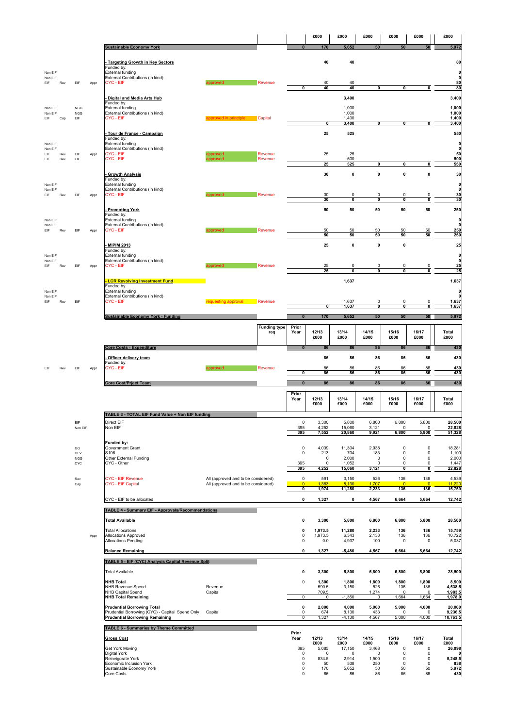| | | | | | | | Prior Year | £000 | £000 | £000 | £000 | £000 | £000 |
|---|---|---|---|---|---|---|---|---|---|---|---|---|---|
| | | | | **Sustainable Economy York** | | | 0 | 170 | 5,652 | 50 | 50 | 50 | 5,972 |
| | | | | **- Targeting Growth in Key Sectors** | | | | 40 | 40 | | | | 80 |
| | | | | Funded by: | | | | | | | | | |
| Non EIF | | | | External funding | | | | | | | | | 0 |
| Non EIF | | | | External Contributions (in kind) | | | | | | | | | 0 |
| EIF | Rev | EIF | Appr | CYC - EIF | approved | Revenue | | 40 | 40 | | | | 80 |
| | | | | | | | 0 | 40 | 40 | 0 | 0 | 0 | 80 |
| | | | | **- Digital and Media Arts Hub** | | | | | 3,400 | | | | 3,400 |
| | | | | Funded by: | | | | | | | | | |
| Non EIF | | NGG | | External funding | | | | | 1,000 | | | | 1,000 |
| Non EIF | | NGG | | External Contributions (in kind) | | | | | 1,000 | | | | 1,000 |
| EIF | Cap | EIF | | CYC - EIF | approved in principle | Capital | | | 1,400 | | | | 1,400 |
| | | | | | | | | 0 | 3,400 | 0 | 0 | 0 | 3,400 |
| | | | | **- Tour de France - Campaign** | | | | 25 | 525 | | | | 550 |
| | | | | Funded by: | | | | | | | | | |
| Non EIF | | | | External funding | | | | | | | | | 0 |
| Non EIF | | | | External Contributions (in kind) | | | | | | | | | 0 |
| EIF | Rev | EIF | Appr | CYC - EIF | approved | Revenue | | 25 | 25 | | | | 50 |
| EIF | Rev | EIF | | CYC - EIF | approved | Revenue | | | 500 | | | | 500 |
| | | | | | | | | 25 | 525 | 0 | 0 | 0 | 550 |
| | | | | **- Growth Analysis** | | | | 30 | 0 | 0 | 0 | 0 | 30 |
| | | | | Funded by: | | | | | | | | | |
| Non EIF | | | | External funding | | | | | | | | | 0 |
| Non EIF | | | | External Contributions (in kind) | | | | | | | | | 0 |
| EIF | Rev | EIF | Appr | CYC - EIF | approved | Revenue | | 30 | 0 | 0 | 0 | 0 | 30 |
| | | | | | | | | 30 | 0 | 0 | 0 | 0 | 30 |
| | | | | **- Promoting York** | | | | 50 | 50 | 50 | 50 | 50 | 250 |
| | | | | Funded by: | | | | | | | | | |
| Non EIF | | | | External funding | | | | | | | | | 0 |
| Non EIF | | | | External Contributions (in kind) | | | | | | | | | 0 |
| EIF | Rev | EIF | Appr | CYC - EIF | approved | Revenue | | 50 | 50 | 50 | 50 | 50 | 250 |
| | | | | | | | | 50 | 50 | 50 | 50 | 50 | 250 |
| | | | | **- MIPIM 2013** | | | | 25 | 0 | 0 | 0 | | 25 |
| | | | | Funded by: | | | | | | | | | |
| Non EIF | | | | External funding | | | | | | | | | 0 |
| Non EIF | | | | External Contributions (in kind) | | | | | | | | | 0 |
| EIF | Rev | EIF | Appr | CYC - EIF | approved | Revenue | | 25 | 0 | 0 | 0 | 0 | 25 |
| | | | | | | | | 25 | 0 | 0 | 0 | 0 | 25 |
| | | | | **- LCR Revolving Investment Fund** | | | | | 1,637 | | | | 1,637 |
| | | | | Funded by: | | | | | | | | | |
| Non EIF | | | | External funding | | | | | | | | | 0 |
| Non EIF | | | | External Contributions (in kind) | | | | | | | | | 0 |
| EIF | Rev | EIF | | CYC - EIF | requesting approval | Revenue | | | 1,637 | 0 | 0 | 0 | 1,637 |
| | | | | | | | | 0 | 1,637 | 0 | 0 | 0 | 1,637 |
| | | | | **Sustainable Economy York - Funding** | | | 0 | 170 | 5,652 | 50 | 50 | 50 | 5,972 |

| | | | | | | Funding type req | Prior Year | 12/13 £000 | 13/14 £000 | 14/15 £000 | 15/16 £000 | 16/17 £000 | Total £000 |
|---|---|---|---|---|---|---|---|---|---|---|---|---|---|
| | | | | **Core Costs - Expenditure** | | | 0 | 86 | 86 | 86 | 86 | 86 | 430 |
| | | | | **- Officer delivery team** | | | | 86 | 86 | 86 | 86 | 86 | 430 |
| | | | | Funded by: | | | | | | | | | |
| EIF | Rev | EIF | Appr | CYC - EIF | approved | Revenue | | 86 | 86 | 86 | 86 | 86 | 430 |
| | | | | | | | 0 | 86 | 86 | 86 | 86 | 86 | 430 |
| | | | | **Core Cost/Prject Team** | | | 0 | 86 | 86 | 86 | 86 | 86 | 430 |

| | | | Prior Year | 12/13 £000 | 13/14 £000 | 14/15 £000 | 15/16 £000 | 16/17 £000 | Total £000 |
|---|---|---|---|---|---|---|---|---|---|
| | **TABLE 3 - TOTAL EIF Fund Value + Non EIF funding** | | | | | | | | |
| EIF | Direct EIF | | 0 | 3,300 | 5,800 | 6,800 | 6,800 | 5,800 | 28,500 |
| Non EIF | Non EIF | | 395 | 4,252 | 15,060 | 3,121 | 0 | 0 | 22,828 |
| | | | 395 | 7,552 | 20,860 | 9,921 | 6,800 | 5,800 | 51,328 |
| | **Funded by:** | | | | | | | | |
| GG | Government Grant | | 0 | 4,039 | 11,304 | 2,938 | 0 | 0 | 18,281 |
| DEV | S106 | | 0 | 213 | 704 | 183 | 0 | 0 | 1,100 |
| NGG | Other External Funding | | | 0 | 2,000 | 0 | 0 | 0 | 2,000 |
| CYC | CYC - Other | | 395 | 0 | 1,052 | 0 | 0 | 0 | 1,447 |
| | | | 395 | 4,252 | 15,060 | 3,121 | 0 | 0 | 22,828 |
| Rev | CYC - EIF Revenue | All (approved and to be considered) | 0 | 591 | 3,150 | 526 | 136 | 136 | 4,539 |
| Cap | CYC - EIF Capital | All (approved and to be considered) | 0 | 1,383 | 8,130 | 1,707 | 0 | 0 | 11,220 |
| | | | 0 | 1,974 | 11,280 | 2,233 | 136 | 136 | 15,759 |
| | CYC - EIF to be allocated | | 0 | 1,327 | 0 | 4,567 | 6,664 | 5,664 | 12,742 |
| | **TABLE 4 - Summary EIF - Approvals/Recommendations** | | | | | | | | |
| | **Total Available** | | 0 | 3,300 | 5,800 | 6,800 | 6,800 | 5,800 | 28,500 |
| | Total Allocations | | 0 | 1,973.5 | 11,280 | 2,233 | 136 | 136 | 15,759 |
| Appr | Allocations Approved | | 0 | 1,973.5 | 6,343 | 2,133 | 136 | 136 | 10,722 |
| | Allocations Pending | | 0 | 0.0 | 4,937 | 100 | 0 | 0 | 5,037 |
| | **Balance Remaining** | | 0 | 1,327 | -5,480 | 4,567 | 6,664 | 5,664 | 12,742 |
| | **TABLE 5 - EIF (CYC) Analysis Capital Revenue Split** | | | | | | | | |
| | Total Available | | 0 | 3,300 | 5,800 | 6,800 | 6,800 | 5,800 | 28,500 |
| | **NHB Total** | | 0 | 1,300 | 1,800 | 1,800 | 1,800 | 1,800 | 8,500 |
| | NHB Revenue Spend | Revenue | | 590.5 | 3,150 | 526 | 136 | 136 | 4,538.5 |
| | NHB Capital Spend | Capital | | 709.5 | | 1,274 | 0 | 0 | 1,983.5 |
| | **NHB Total Remaining** | | 0 | 0 | -1,350 | 0 | 1,664 | 1,664 | 1,978.0 |
| | **Prudential Borrowing Total** | | 0 | 2,000 | 4,000 | 5,000 | 5,000 | 4,000 | 20,000 |
| | Prudential Borrowing (CYC) - Capital Spend Only | Capital | 0 | 674 | 8,130 | 433 | 0 | 0 | 9,236.5 |
| | **Prudential Borrowing Remaining** | | 0 | 1,327 | -4,130 | 4,567 | 5,000 | 4,000 | 10,763.5 |
| | **TABLE 6 - Summaries by Theme Committed** | | | | | | | | |
| | **Gross Cost** | | Prior Year | 12/13 £000 | 13/14 £000 | 14/15 £000 | 15/16 £000 | 16/17 £000 | Total £000 |
| | Get York Moving | | 395 | 5,085 | 17,150 | 3,468 | 0 | 0 | 26,098 |
| | Digital York | | 0 | 0 | 0 | 0 | 0 | 0 | 0 |
| | Reinvigorate York | | 0 | 834.5 | 2,914 | 1,500 | 0 | 0 | 5,248.5 |
| | Economic Inclusion York | | 0 | 50 | 538 | 250 | 0 | 0 | 838 |
| | Sustainable Economy York | | 0 | 170 | 5,652 | 50 | 50 | 50 | 5,972 |
| | Core Costs | | 0 | 86 | 86 | 86 | 86 | 86 | 430 |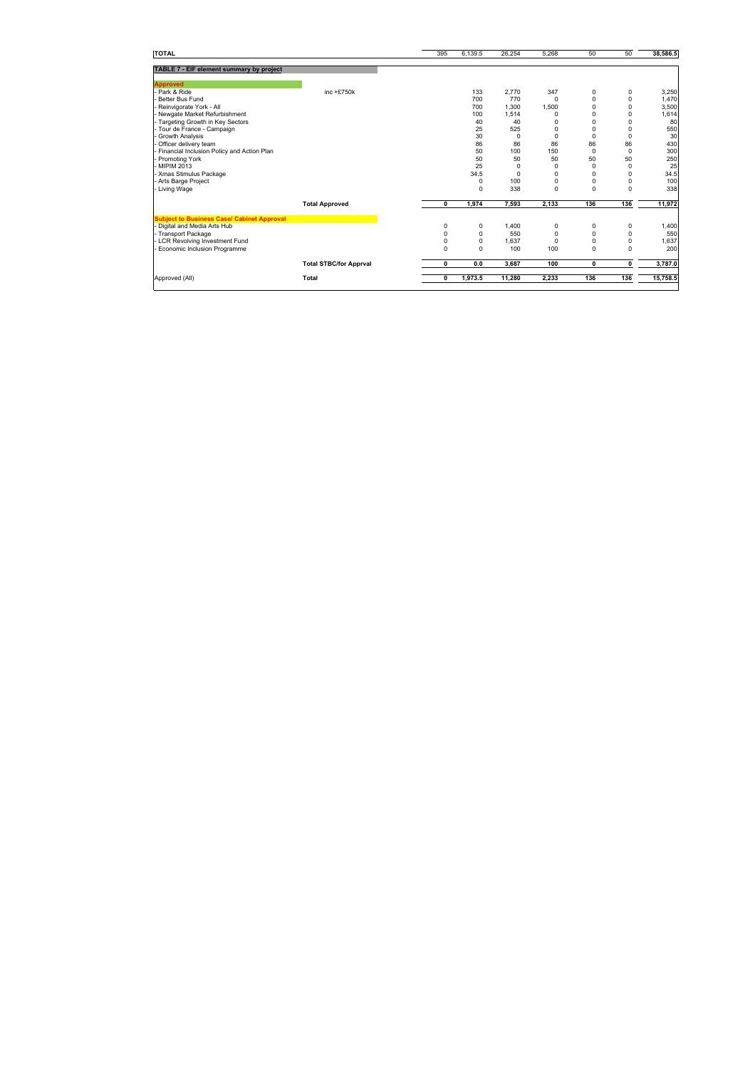| | | | | | | | | |
|---|---|---|---|---|---|---|---|---|
| **TOTAL** | | 395 | 6,139.5 | 26,254 | 5,268 | 50 | 50 | **38,586.5** |
| **TABLE 7 - EIF element summary by project** | | | | | | | | |
| **Approved** | | | | | | | | |
| - Park & Ride | inc +£750k | | 133 | 2,770 | 347 | 0 | 0 | 3,250 |
| - Better Bus Fund | | | 700 | 770 | 0 | 0 | 0 | 1,470 |
| - Reinvigorate York - All | | | 700 | 1,300 | 1,500 | 0 | 0 | 3,500 |
| - Newgate Market Refurbishment | | | 100 | 1,514 | 0 | 0 | 0 | 1,614 |
| - Targeting Growth in Key Sectors | | | 40 | 40 | 0 | 0 | 0 | 80 |
| - Tour de France - Campaign | | | 25 | 525 | 0 | 0 | 0 | 550 |
| - Growth Analysis | | | 30 | 0 | 0 | 0 | 0 | 30 |
| - Officer delivery team | | | 86 | 86 | 86 | 86 | 86 | 430 |
| - Financial Inclusion Policy and Action Plan | | | 50 | 100 | 150 | 0 | 0 | 300 |
| - Promoting York | | | 50 | 50 | 50 | 50 | 50 | 250 |
| - MIPIM 2013 | | | 25 | 0 | 0 | 0 | 0 | 25 |
| - Xmas Stimulus Package | | | 34.5 | 0 | 0 | 0 | 0 | 34.5 |
| - Arts Barge Project | | | 0 | 100 | 0 | 0 | 0 | 100 |
| - Living Wage | | | 0 | 338 | 0 | 0 | 0 | 338 |
| | **Total Approved** | **0** | **1,974** | **7,593** | **2,133** | **136** | **136** | **11,972** |
| **Subject to Business Case/ Cabinet Approval** | | | | | | | | |
| - Digital and Media Arts Hub | | 0 | 0 | 1,400 | 0 | 0 | 0 | 1,400 |
| - Transport Package | | 0 | 0 | 550 | 0 | 0 | 0 | 550 |
| - LCR Revolving Investment Fund | | 0 | 0 | 1,637 | 0 | 0 | 0 | 1,637 |
| - Economic Inclusion Programme | | 0 | 0 | 100 | 100 | 0 | 0 | 200 |
| | **Total STBC/for Apprval** | **0** | **0.0** | **3,687** | **100** | **0** | **0** | **3,787.0** |
| Approved (All) | **Total** | **0** | **1,973.5** | **11,280** | **2,233** | **136** | **136** | **15,758.5** |